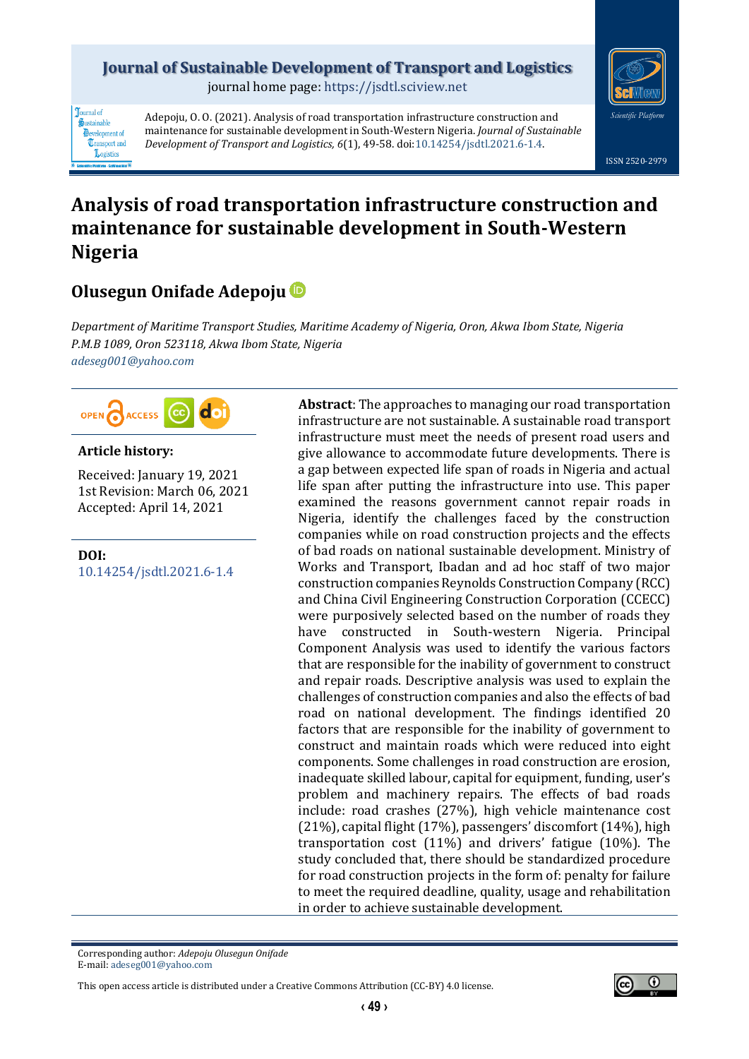Adepoju, O. O. (2021). Analysis of road transportation infrastructure construction and maintenance for sustainable development in South-Western Nigeria. *Journal of Sustainable Development of Transport and Logistics, 6*(1), 49-58. doi:10.14254/jsdtl.2021.6-1.4.

# Analysis of road transportation infrastructure construction and maintenance for sustainable development in South-Western Nigeria

## Olusegun Onifade Adepoju

*Department of Maritime Transport Studies, Maritime Academy of Nigeria, Oron, Akwa Ibom State, Nigeria*
*P.M.B 1089, Oron 523118, Akwa Ibom State, Nigeria*
*adeseg001@yahoo.com*

**Article history:**

Received: January 19, 2021
1st Revision: March 06, 2021
Accepted: April 14, 2021

**DOI:**
10.14254/jsdtl.2021.6-1.4

**Abstract**: The approaches to managing our road transportation infrastructure are not sustainable. A sustainable road transport infrastructure must meet the needs of present road users and give allowance to accommodate future developments. There is a gap between expected life span of roads in Nigeria and actual life span after putting the infrastructure into use. This paper examined the reasons government cannot repair roads in Nigeria, identify the challenges faced by the construction companies while on road construction projects and the effects of bad roads on national sustainable development. Ministry of Works and Transport, Ibadan and ad hoc staff of two major construction companies Reynolds Construction Company (RCC) and China Civil Engineering Construction Corporation (CCECC) were purposively selected based on the number of roads they have constructed in South-western Nigeria. Principal Component Analysis was used to identify the various factors that are responsible for the inability of government to construct and repair roads. Descriptive analysis was used to explain the challenges of construction companies and also the effects of bad road on national development. The findings identified 20 factors that are responsible for the inability of government to construct and maintain roads which were reduced into eight components. Some challenges in road construction are erosion, inadequate skilled labour, capital for equipment, funding, user's problem and machinery repairs. The effects of bad roads include: road crashes (27%), high vehicle maintenance cost (21%), capital flight (17%), passengers' discomfort (14%), high transportation cost (11%) and drivers' fatigue (10%). The study concluded that, there should be standardized procedure for road construction projects in the form of: penalty for failure to meet the required deadline, quality, usage and rehabilitation in order to achieve sustainable development.

Corresponding author: *Adepoju Olusegun Onifade*
E-mail: adeseg001@yahoo.com

This open access article is distributed under a Creative Commons Attribution (CC-BY) 4.0 license.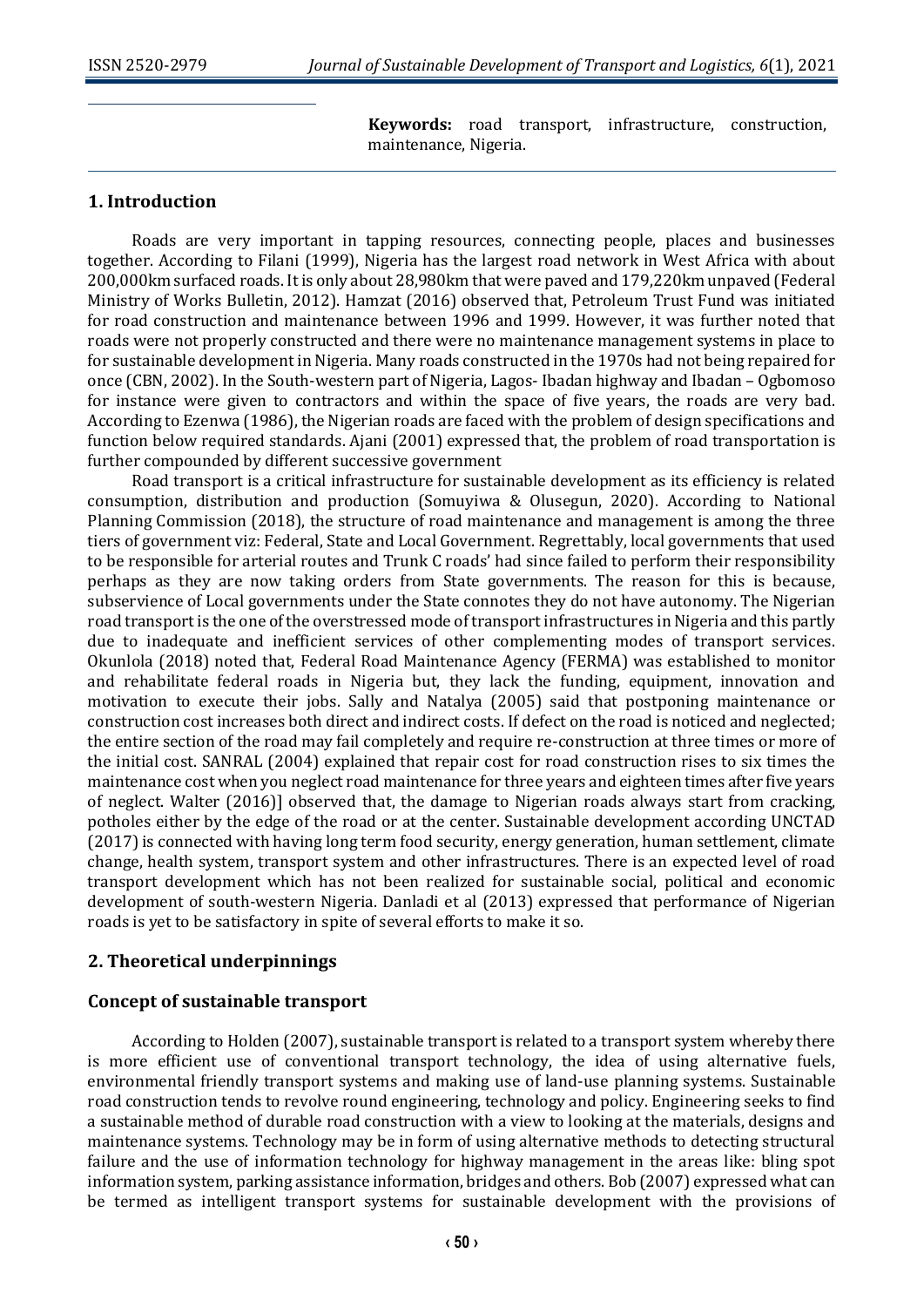**Keywords:** road transport, infrastructure, construction, maintenance, Nigeria.

## 1. Introduction

Roads are very important in tapping resources, connecting people, places and businesses together. According to Filani (1999), Nigeria has the largest road network in West Africa with about 200,000km surfaced roads. It is only about 28,980km that were paved and 179,220km unpaved (Federal Ministry of Works Bulletin, 2012). Hamzat (2016) observed that, Petroleum Trust Fund was initiated for road construction and maintenance between 1996 and 1999. However, it was further noted that roads were not properly constructed and there were no maintenance management systems in place to for sustainable development in Nigeria. Many roads constructed in the 1970s had not being repaired for once (CBN, 2002). In the South-western part of Nigeria, Lagos- Ibadan highway and Ibadan – Ogbomoso for instance were given to contractors and within the space of five years, the roads are very bad. According to Ezenwa (1986), the Nigerian roads are faced with the problem of design specifications and function below required standards. Ajani (2001) expressed that, the problem of road transportation is further compounded by different successive government

Road transport is a critical infrastructure for sustainable development as its efficiency is related consumption, distribution and production (Somuyiwa & Olusegun, 2020). According to National Planning Commission (2018), the structure of road maintenance and management is among the three tiers of government viz: Federal, State and Local Government. Regrettably, local governments that used to be responsible for arterial routes and Trunk C roads' had since failed to perform their responsibility perhaps as they are now taking orders from State governments. The reason for this is because, subservience of Local governments under the State connotes they do not have autonomy. The Nigerian road transport is the one of the overstressed mode of transport infrastructures in Nigeria and this partly due to inadequate and inefficient services of other complementing modes of transport services. Okunlola (2018) noted that, Federal Road Maintenance Agency (FERMA) was established to monitor and rehabilitate federal roads in Nigeria but, they lack the funding, equipment, innovation and motivation to execute their jobs. Sally and Natalya (2005) said that postponing maintenance or construction cost increases both direct and indirect costs. If defect on the road is noticed and neglected; the entire section of the road may fail completely and require re-construction at three times or more of the initial cost. SANRAL (2004) explained that repair cost for road construction rises to six times the maintenance cost when you neglect road maintenance for three years and eighteen times after five years of neglect. Walter (2016)] observed that, the damage to Nigerian roads always start from cracking, potholes either by the edge of the road or at the center. Sustainable development according UNCTAD (2017) is connected with having long term food security, energy generation, human settlement, climate change, health system, transport system and other infrastructures. There is an expected level of road transport development which has not been realized for sustainable social, political and economic development of south-western Nigeria. Danladi et al (2013) expressed that performance of Nigerian roads is yet to be satisfactory in spite of several efforts to make it so.

## 2. Theoretical underpinnings

### Concept of sustainable transport

According to Holden (2007), sustainable transport is related to a transport system whereby there is more efficient use of conventional transport technology, the idea of using alternative fuels, environmental friendly transport systems and making use of land-use planning systems. Sustainable road construction tends to revolve round engineering, technology and policy. Engineering seeks to find a sustainable method of durable road construction with a view to looking at the materials, designs and maintenance systems. Technology may be in form of using alternative methods to detecting structural failure and the use of information technology for highway management in the areas like: bling spot information system, parking assistance information, bridges and others. Bob (2007) expressed what can be termed as intelligent transport systems for sustainable development with the provisions of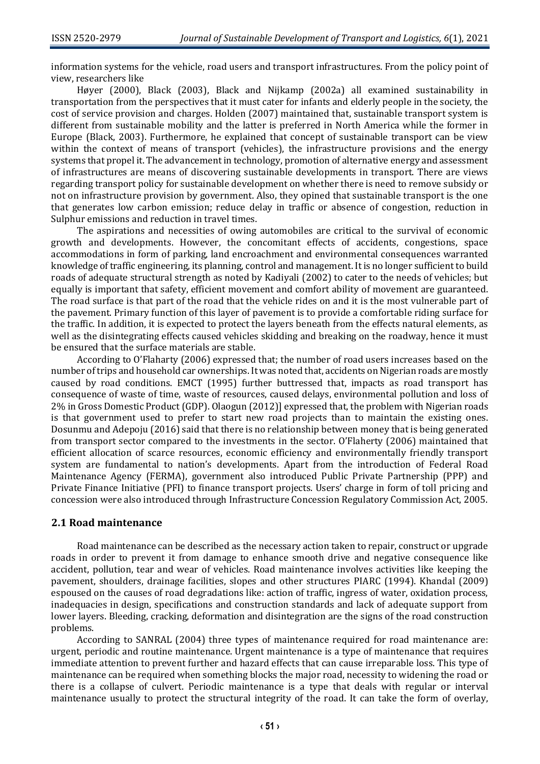information systems for the vehicle, road users and transport infrastructures. From the policy point of view, researchers like

Høyer (2000), Black (2003), Black and Nijkamp (2002a) all examined sustainability in transportation from the perspectives that it must cater for infants and elderly people in the society, the cost of service provision and charges. Holden (2007) maintained that, sustainable transport system is different from sustainable mobility and the latter is preferred in North America while the former in Europe (Black, 2003). Furthermore, he explained that concept of sustainable transport can be view within the context of means of transport (vehicles), the infrastructure provisions and the energy systems that propel it. The advancement in technology, promotion of alternative energy and assessment of infrastructures are means of discovering sustainable developments in transport. There are views regarding transport policy for sustainable development on whether there is need to remove subsidy or not on infrastructure provision by government. Also, they opined that sustainable transport is the one that generates low carbon emission; reduce delay in traffic or absence of congestion, reduction in Sulphur emissions and reduction in travel times.

The aspirations and necessities of owing automobiles are critical to the survival of economic growth and developments. However, the concomitant effects of accidents, congestions, space accommodations in form of parking, land encroachment and environmental consequences warranted knowledge of traffic engineering, its planning, control and management. It is no longer sufficient to build roads of adequate structural strength as noted by Kadiyali (2002) to cater to the needs of vehicles; but equally is important that safety, efficient movement and comfort ability of movement are guaranteed. The road surface is that part of the road that the vehicle rides on and it is the most vulnerable part of the pavement. Primary function of this layer of pavement is to provide a comfortable riding surface for the traffic. In addition, it is expected to protect the layers beneath from the effects natural elements, as well as the disintegrating effects caused vehicles skidding and breaking on the roadway, hence it must be ensured that the surface materials are stable.

According to O'Flaharty (2006) expressed that; the number of road users increases based on the number of trips and household car ownerships. It was noted that, accidents on Nigerian roads are mostly caused by road conditions. EMCT (1995) further buttressed that, impacts as road transport has consequence of waste of time, waste of resources, caused delays, environmental pollution and loss of 2% in Gross Domestic Product (GDP). Olaogun (2012)] expressed that, the problem with Nigerian roads is that government used to prefer to start new road projects than to maintain the existing ones. Dosunmu and Adepoju (2016) said that there is no relationship between money that is being generated from transport sector compared to the investments in the sector. O'Flaharty (2006) maintained that efficient allocation of scarce resources, economic efficiency and environmentally friendly transport system are fundamental to nation's developments. Apart from the introduction of Federal Road Maintenance Agency (FERMA), government also introduced Public Private Partnership (PPP) and Private Finance Initiative (PFI) to finance transport projects. Users' charge in form of toll pricing and concession were also introduced through Infrastructure Concession Regulatory Commission Act, 2005.

## 2.1 Road maintenance

Road maintenance can be described as the necessary action taken to repair, construct or upgrade roads in order to prevent it from damage to enhance smooth drive and negative consequence like accident, pollution, tear and wear of vehicles. Road maintenance involves activities like keeping the pavement, shoulders, drainage facilities, slopes and other structures PIARC (1994). Khandal (2009) espoused on the causes of road degradations like: action of traffic, ingress of water, oxidation process, inadequacies in design, specifications and construction standards and lack of adequate support from lower layers. Bleeding, cracking, deformation and disintegration are the signs of the road construction problems.

According to SANRAL (2004) three types of maintenance required for road maintenance are: urgent, periodic and routine maintenance. Urgent maintenance is a type of maintenance that requires immediate attention to prevent further and hazard effects that can cause irreparable loss. This type of maintenance can be required when something blocks the major road, necessity to widening the road or there is a collapse of culvert. Periodic maintenance is a type that deals with regular or interval maintenance usually to protect the structural integrity of the road. It can take the form of overlay,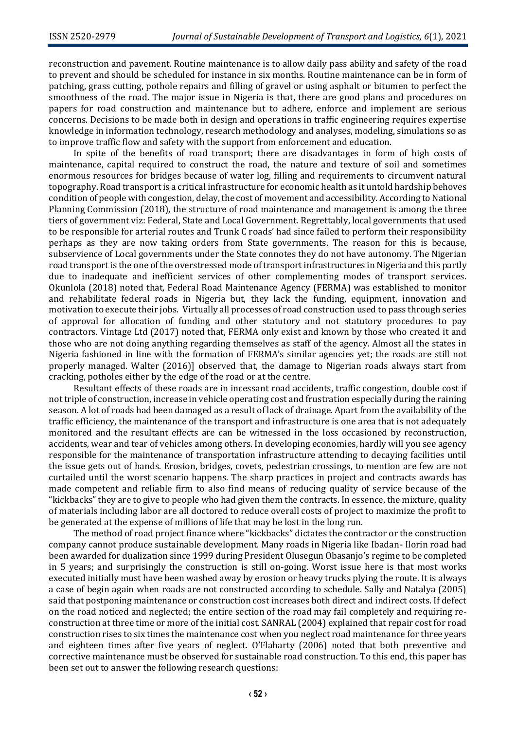reconstruction and pavement. Routine maintenance is to allow daily pass ability and safety of the road to prevent and should be scheduled for instance in six months. Routine maintenance can be in form of patching, grass cutting, pothole repairs and filling of gravel or using asphalt or bitumen to perfect the smoothness of the road. The major issue in Nigeria is that, there are good plans and procedures on papers for road construction and maintenance but to adhere, enforce and implement are serious concerns. Decisions to be made both in design and operations in traffic engineering requires expertise knowledge in information technology, research methodology and analyses, modeling, simulations so as to improve traffic flow and safety with the support from enforcement and education.

In spite of the benefits of road transport; there are disadvantages in form of high costs of maintenance, capital required to construct the road, the nature and texture of soil and sometimes enormous resources for bridges because of water log, filling and requirements to circumvent natural topography. Road transport is a critical infrastructure for economic health as it untold hardship behoves condition of people with congestion, delay, the cost of movement and accessibility. According to National Planning Commission (2018), the structure of road maintenance and management is among the three tiers of government viz: Federal, State and Local Government. Regrettably, local governments that used to be responsible for arterial routes and Trunk C roads' had since failed to perform their responsibility perhaps as they are now taking orders from State governments. The reason for this is because, subservience of Local governments under the State connotes they do not have autonomy. The Nigerian road transport is the one of the overstressed mode of transport infrastructures in Nigeria and this partly due to inadequate and inefficient services of other complementing modes of transport services. Okunlola (2018) noted that, Federal Road Maintenance Agency (FERMA) was established to monitor and rehabilitate federal roads in Nigeria but, they lack the funding, equipment, innovation and motivation to execute their jobs. Virtually all processes of road construction used to pass through series of approval for allocation of funding and other statutory and not statutory procedures to pay contractors. Vintage Ltd (2017) noted that, FERMA only exist and known by those who created it and those who are not doing anything regarding themselves as staff of the agency. Almost all the states in Nigeria fashioned in line with the formation of FERMA's similar agencies yet; the roads are still not properly managed. Walter (2016)] observed that, the damage to Nigerian roads always start from cracking, potholes either by the edge of the road or at the centre.

Resultant effects of these roads are in incessant road accidents, traffic congestion, double cost if not triple of construction, increase in vehicle operating cost and frustration especially during the raining season. A lot of roads had been damaged as a result of lack of drainage. Apart from the availability of the traffic efficiency, the maintenance of the transport and infrastructure is one area that is not adequately monitored and the resultant effects are can be witnessed in the loss occasioned by reconstruction, accidents, wear and tear of vehicles among others. In developing economies, hardly will you see agency responsible for the maintenance of transportation infrastructure attending to decaying facilities until the issue gets out of hands. Erosion, bridges, covets, pedestrian crossings, to mention are few are not curtailed until the worst scenario happens. The sharp practices in project and contracts awards has made competent and reliable firm to also find means of reducing quality of service because of the "kickbacks" they are to give to people who had given them the contracts. In essence, the mixture, quality of materials including labor are all doctored to reduce overall costs of project to maximize the profit to be generated at the expense of millions of life that may be lost in the long run.

The method of road project finance where "kickbacks" dictates the contractor or the construction company cannot produce sustainable development. Many roads in Nigeria like Ibadan- Ilorin road had been awarded for dualization since 1999 during President Olusegun Obasanjo's regime to be completed in 5 years; and surprisingly the construction is still on-going. Worst issue here is that most works executed initially must have been washed away by erosion or heavy trucks plying the route. It is always a case of begin again when roads are not constructed according to schedule. Sally and Natalya (2005) said that postponing maintenance or construction cost increases both direct and indirect costs. If defect on the road noticed and neglected; the entire section of the road may fail completely and requiring re-construction at three time or more of the initial cost. SANRAL (2004) explained that repair cost for road construction rises to six times the maintenance cost when you neglect road maintenance for three years and eighteen times after five years of neglect. O'Flaharty (2006) noted that both preventive and corrective maintenance must be observed for sustainable road construction. To this end, this paper has been set out to answer the following research questions: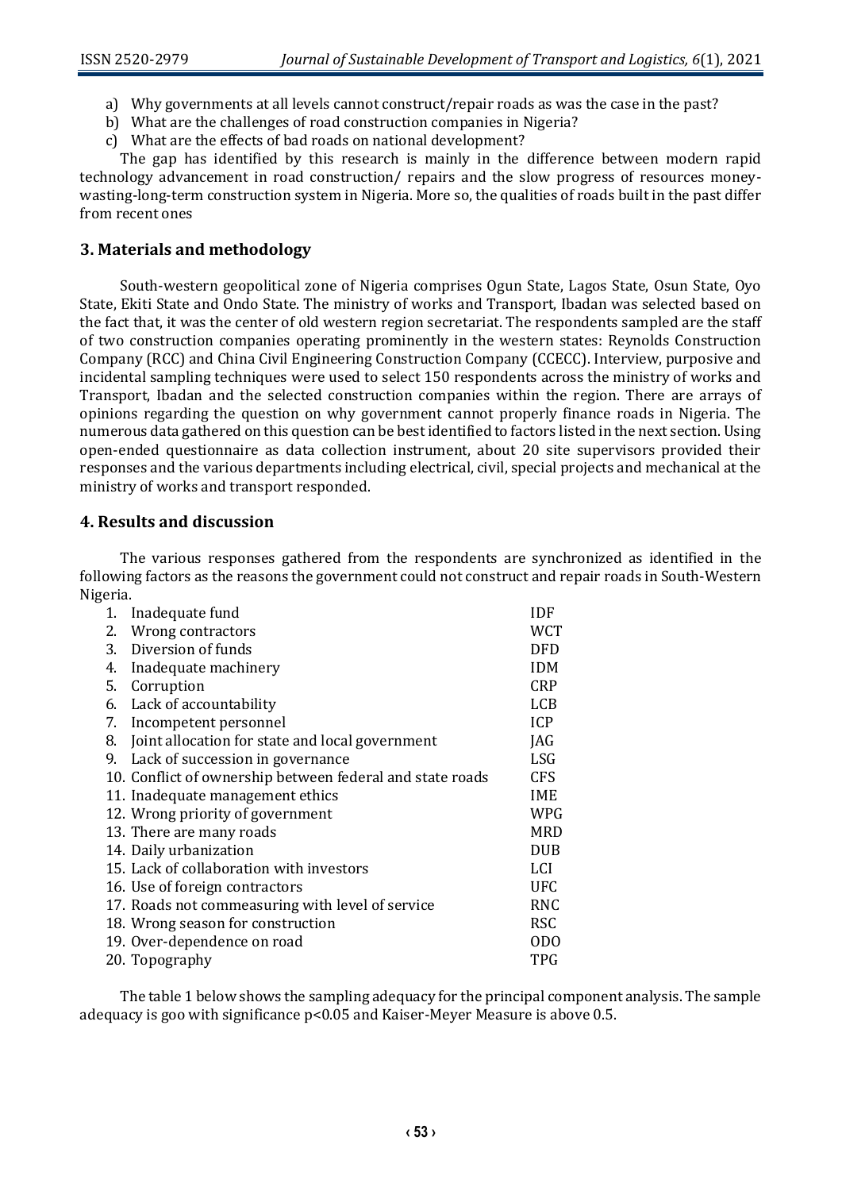a) Why governments at all levels cannot construct/repair roads as was the case in the past?
b) What are the challenges of road construction companies in Nigeria?
c) What are the effects of bad roads on national development?

The gap has identified by this research is mainly in the difference between modern rapid technology advancement in road construction/ repairs and the slow progress of resources money-wasting-long-term construction system in Nigeria. More so, the qualities of roads built in the past differ from recent ones

## 3. Materials and methodology

South-western geopolitical zone of Nigeria comprises Ogun State, Lagos State, Osun State, Oyo State, Ekiti State and Ondo State. The ministry of works and Transport, Ibadan was selected based on the fact that, it was the center of old western region secretariat. The respondents sampled are the staff of two construction companies operating prominently in the western states: Reynolds Construction Company (RCC) and China Civil Engineering Construction Company (CCECC). Interview, purposive and incidental sampling techniques were used to select 150 respondents across the ministry of works and Transport, Ibadan and the selected construction companies within the region. There are arrays of opinions regarding the question on why government cannot properly finance roads in Nigeria. The numerous data gathered on this question can be best identified to factors listed in the next section. Using open-ended questionnaire as data collection instrument, about 20 site supervisors provided their responses and the various departments including electrical, civil, special projects and mechanical at the ministry of works and transport responded.

## 4. Results and discussion

The various responses gathered from the respondents are synchronized as identified in the following factors as the reasons the government could not construct and repair roads in South-Western Nigeria.

| | |
|---|---|
| 1. Inadequate fund | IDF |
| 2. Wrong contractors | WCT |
| 3. Diversion of funds | DFD |
| 4. Inadequate machinery | IDM |
| 5. Corruption | CRP |
| 6. Lack of accountability | LCB |
| 7. Incompetent personnel | ICP |
| 8. Joint allocation for state and local government | JAG |
| 9. Lack of succession in governance | LSG |
| 10. Conflict of ownership between federal and state roads | CFS |
| 11. Inadequate management ethics | IME |
| 12. Wrong priority of government | WPG |
| 13. There are many roads | MRD |
| 14. Daily urbanization | DUB |
| 15. Lack of collaboration with investors | LCI |
| 16. Use of foreign contractors | UFC |
| 17. Roads not commeasuring with level of service | RNC |
| 18. Wrong season for construction | RSC |
| 19. Over-dependence on road | ODO |
| 20. Topography | TPG |

The table 1 below shows the sampling adequacy for the principal component analysis. The sample adequacy is goo with significance $p<0.05$ and Kaiser-Meyer Measure is above 0.5.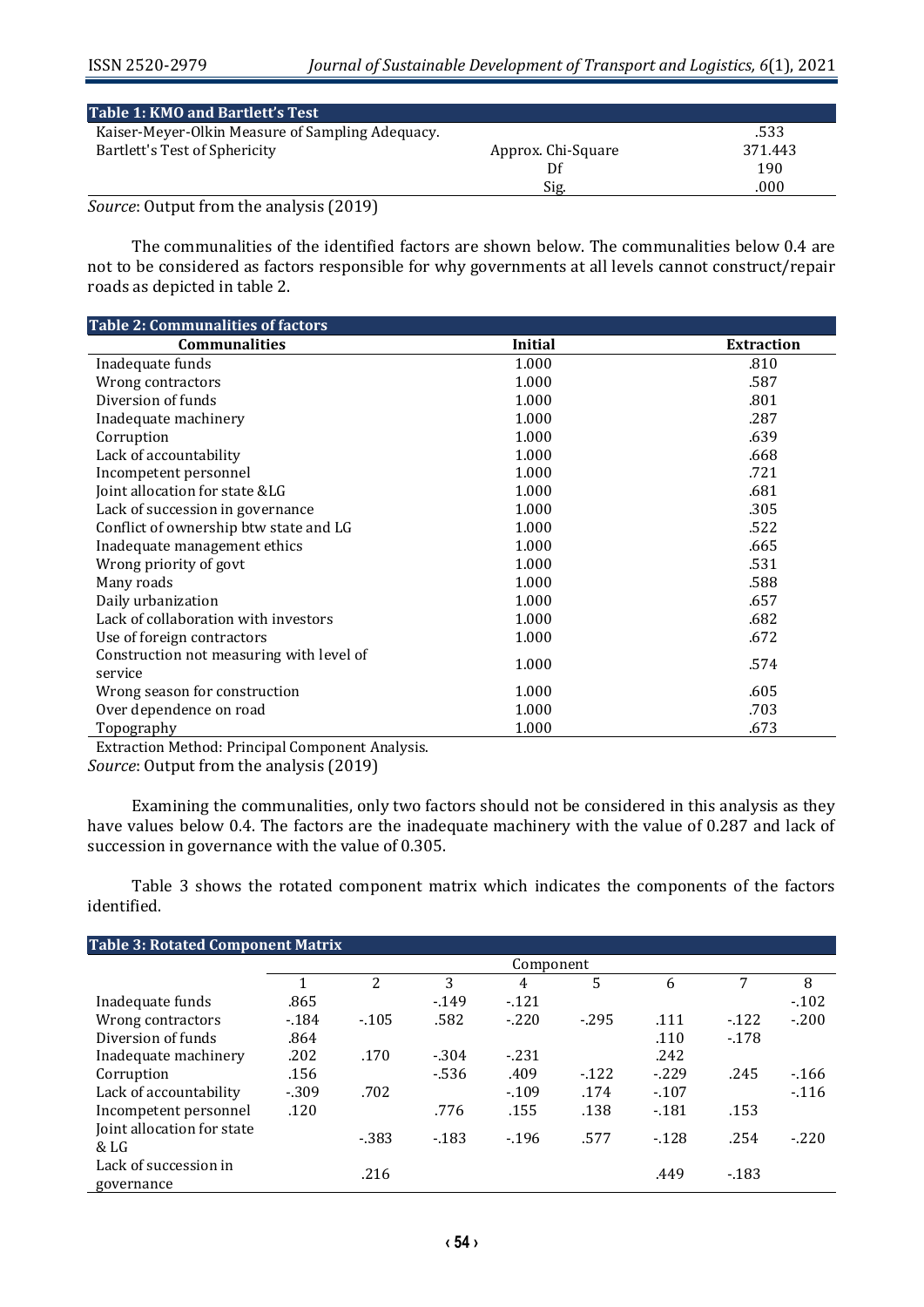**Table 1: KMO and Bartlett's Test**

| | | |
|---|---|---|
| Kaiser-Meyer-Olkin Measure of Sampling Adequacy. | | .533 |
| Bartlett's Test of Sphericity | Approx. Chi-Square | 371.443 |
| | Df | 190 |
| | Sig. | .000 |

*Source*: Output from the analysis (2019)

The communalities of the identified factors are shown below. The communalities below 0.4 are not to be considered as factors responsible for why governments at all levels cannot construct/repair roads as depicted in table 2.

**Table 2: Communalities of factors**

| Communalities | Initial | Extraction |
|---|---|---|
| Inadequate funds | 1.000 | .810 |
| Wrong contractors | 1.000 | .587 |
| Diversion of funds | 1.000 | .801 |
| Inadequate machinery | 1.000 | .287 |
| Corruption | 1.000 | .639 |
| Lack of accountability | 1.000 | .668 |
| Incompetent personnel | 1.000 | .721 |
| Joint allocation for state &LG | 1.000 | .681 |
| Lack of succession in governance | 1.000 | .305 |
| Conflict of ownership btw state and LG | 1.000 | .522 |
| Inadequate management ethics | 1.000 | .665 |
| Wrong priority of govt | 1.000 | .531 |
| Many roads | 1.000 | .588 |
| Daily urbanization | 1.000 | .657 |
| Lack of collaboration with investors | 1.000 | .682 |
| Use of foreign contractors | 1.000 | .672 |
| Construction not measuring with level of service | 1.000 | .574 |
| Wrong season for construction | 1.000 | .605 |
| Over dependence on road | 1.000 | .703 |
| Topography | 1.000 | .673 |

Extraction Method: Principal Component Analysis.

*Source*: Output from the analysis (2019)

Examining the communalities, only two factors should not be considered in this analysis as they have values below 0.4. The factors are the inadequate machinery with the value of 0.287 and lack of succession in governance with the value of 0.305.

Table 3 shows the rotated component matrix which indicates the components of the factors identified.

**Table 3: Rotated Component Matrix**

| | Component | | | | | | | |
|---|---|---|---|---|---|---|---|---|
| | 1 | 2 | 3 | 4 | 5 | 6 | 7 | 8 |
| Inadequate funds | .865 | | -.149 | -.121 | | | | -.102 |
| Wrong contractors | -.184 | -.105 | .582 | -.220 | -.295 | .111 | -.122 | -.200 |
| Diversion of funds | .864 | | | | | .110 | -.178 | |
| Inadequate machinery | .202 | .170 | -.304 | -.231 | | .242 | | |
| Corruption | .156 | | -.536 | .409 | -.122 | -.229 | .245 | -.166 |
| Lack of accountability | -.309 | .702 | | -.109 | .174 | -.107 | | -.116 |
| Incompetent personnel | .120 | | .776 | .155 | .138 | -.181 | .153 | |
| Joint allocation for state & LG | | -.383 | -.183 | -.196 | .577 | -.128 | .254 | -.220 |
| Lack of succession in governance | | .216 | | | | .449 | -.183 | |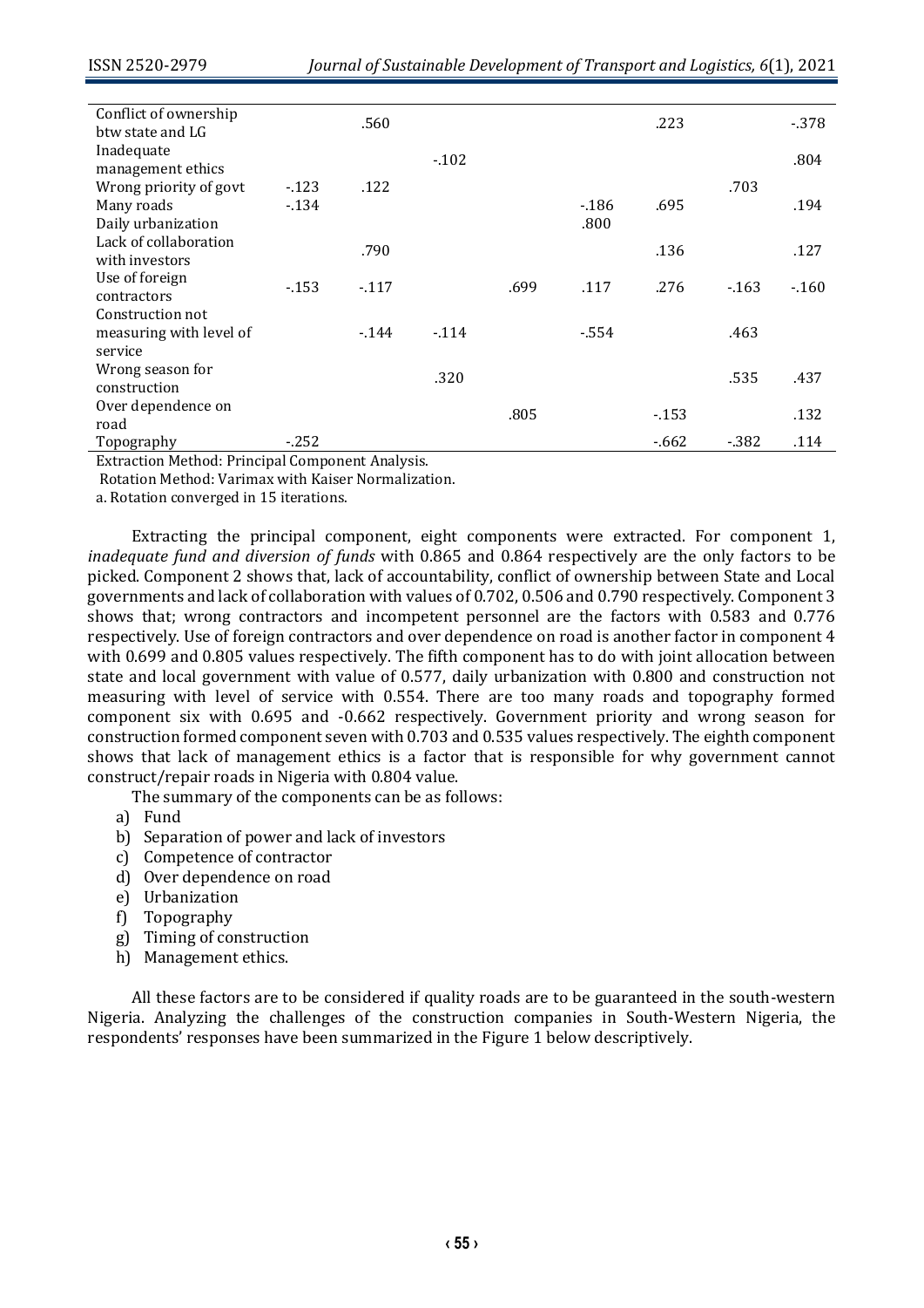| | | | | | | | | |
|---|---|---|---|---|---|---|---|---|
| Conflict of ownership btw state and LG | | .560 | | | | .223 | | -.378 |
| Inadequate management ethics | | | -.102 | | | | | .804 |
| Wrong priority of govt | -.123 | .122 | | | | | .703 | |
| Many roads | -.134 | | | | -.186 | .695 | | .194 |
| Daily urbanization | | | | | .800 | | | |
| Lack of collaboration with investors | | .790 | | | | .136 | | .127 |
| Use of foreign contractors | -.153 | -.117 | | .699 | .117 | .276 | -.163 | -.160 |
| Construction not measuring with level of service | | -.144 | -.114 | | -.554 | | .463 | |
| Wrong season for construction | | | .320 | | | | .535 | .437 |
| Over dependence on road | | | | .805 | | -.153 | | .132 |
| Topography | -.252 | | | | | -.662 | -.382 | .114 |

Extraction Method: Principal Component Analysis.
Rotation Method: Varimax with Kaiser Normalization.
a. Rotation converged in 15 iterations.

Extracting the principal component, eight components were extracted. For component 1, *inadequate fund and diversion of funds* with 0.865 and 0.864 respectively are the only factors to be picked. Component 2 shows that, lack of accountability, conflict of ownership between State and Local governments and lack of collaboration with values of 0.702, 0.506 and 0.790 respectively. Component 3 shows that; wrong contractors and incompetent personnel are the factors with 0.583 and 0.776 respectively. Use of foreign contractors and over dependence on road is another factor in component 4 with 0.699 and 0.805 values respectively. The fifth component has to do with joint allocation between state and local government with value of 0.577, daily urbanization with 0.800 and construction not measuring with level of service with 0.554. There are too many roads and topography formed component six with 0.695 and -0.662 respectively. Government priority and wrong season for construction formed component seven with 0.703 and 0.535 values respectively. The eighth component shows that lack of management ethics is a factor that is responsible for why government cannot construct/repair roads in Nigeria with 0.804 value.

The summary of the components can be as follows:

a) Fund
b) Separation of power and lack of investors
c) Competence of contractor
d) Over dependence on road
e) Urbanization
f) Topography
g) Timing of construction
h) Management ethics.

All these factors are to be considered if quality roads are to be guaranteed in the south-western Nigeria. Analyzing the challenges of the construction companies in South-Western Nigeria, the respondents' responses have been summarized in the Figure 1 below descriptively.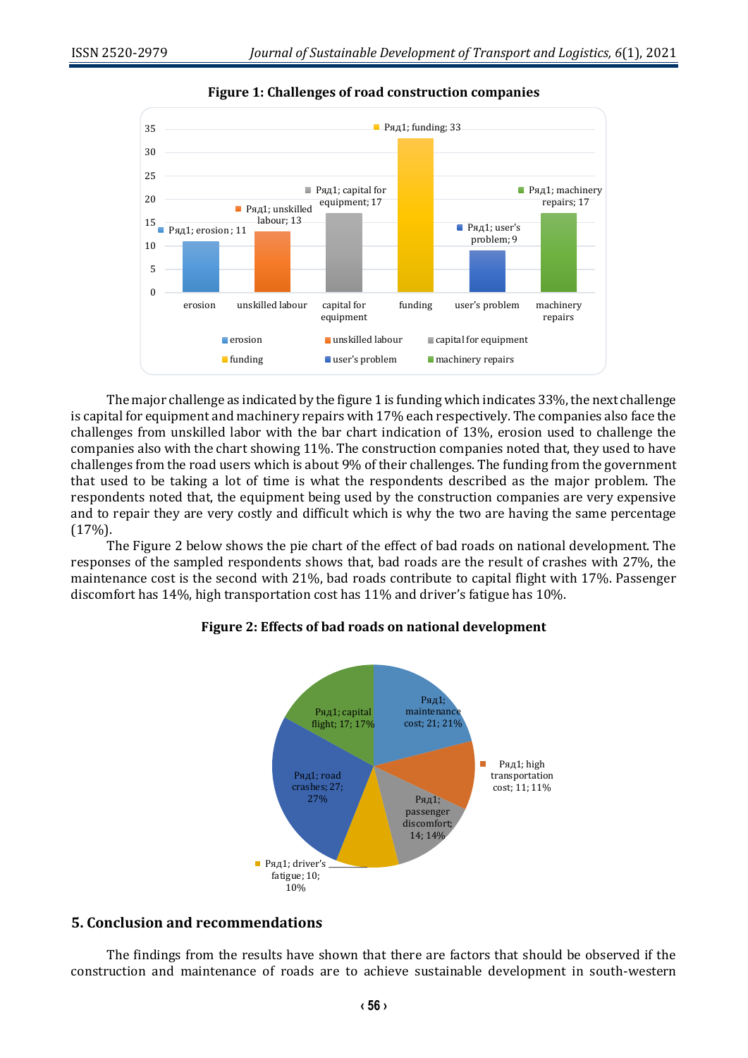**Figure 1: Challenges of road construction companies**

The major challenge as indicated by the figure 1 is funding which indicates 33%, the next challenge is capital for equipment and machinery repairs with 17% each respectively. The companies also face the challenges from unskilled labor with the bar chart indication of 13%, erosion used to challenge the companies also with the chart showing 11%. The construction companies noted that, they used to have challenges from the road users which is about 9% of their challenges. The funding from the government that used to be taking a lot of time is what the respondents described as the major problem. The respondents noted that, the equipment being used by the construction companies are very expensive and to repair they are very costly and difficult which is why the two are having the same percentage (17%).

The Figure 2 below shows the pie chart of the effect of bad roads on national development. The responses of the sampled respondents shows that, bad roads are the result of crashes with 27%, the maintenance cost is the second with 21%, bad roads contribute to capital flight with 17%. Passenger discomfort has 14%, high transportation cost has 11% and driver's fatigue has 10%.

**Figure 2: Effects of bad roads on national development**

## 5. Conclusion and recommendations

The findings from the results have shown that there are factors that should be observed if the construction and maintenance of roads are to achieve sustainable development in south-western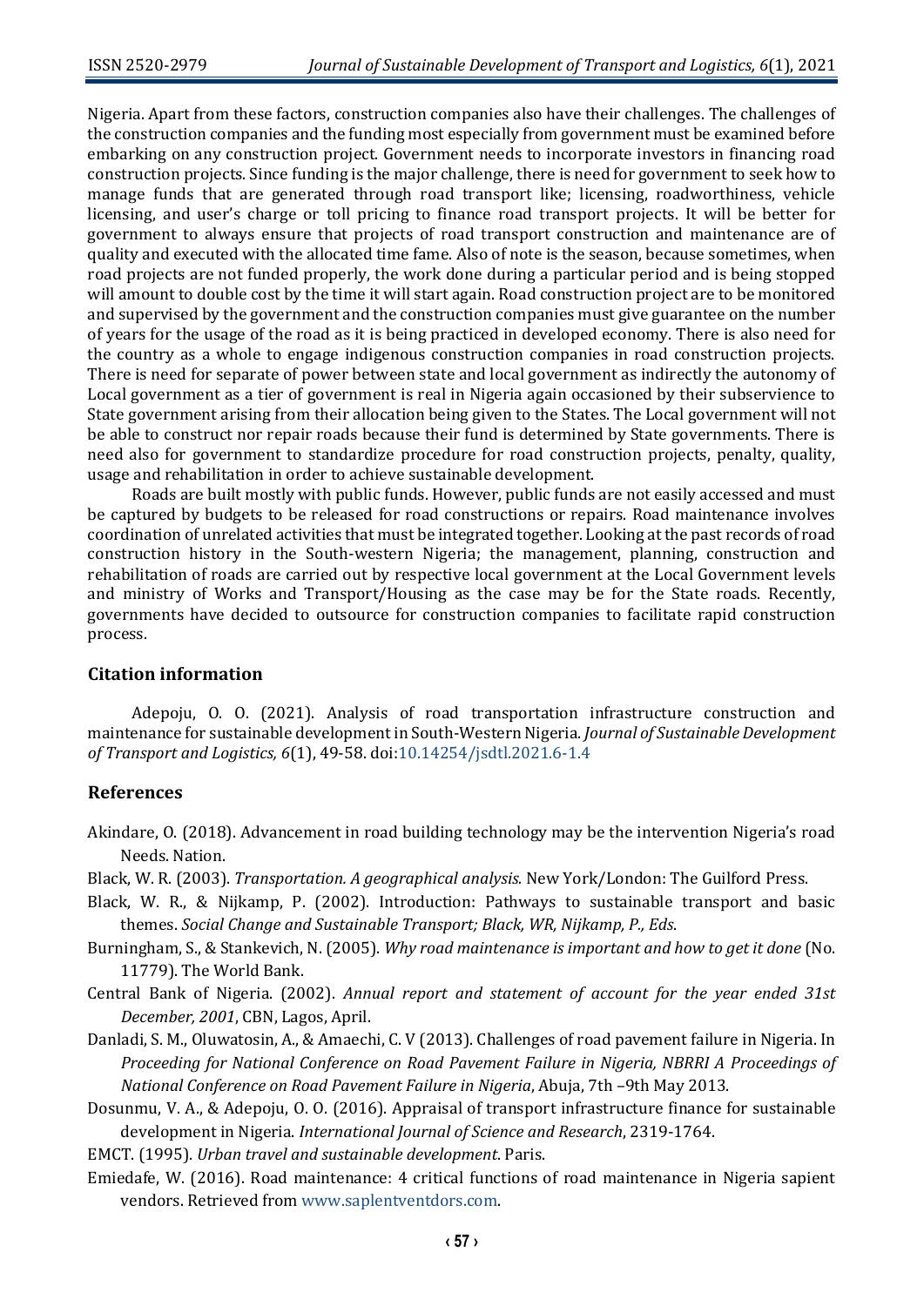Nigeria. Apart from these factors, construction companies also have their challenges. The challenges of the construction companies and the funding most especially from government must be examined before embarking on any construction project. Government needs to incorporate investors in financing road construction projects. Since funding is the major challenge, there is need for government to seek how to manage funds that are generated through road transport like; licensing, roadworthiness, vehicle licensing, and user's charge or toll pricing to finance road transport projects. It will be better for government to always ensure that projects of road transport construction and maintenance are of quality and executed with the allocated time fame. Also of note is the season, because sometimes, when road projects are not funded properly, the work done during a particular period and is being stopped will amount to double cost by the time it will start again. Road construction project are to be monitored and supervised by the government and the construction companies must give guarantee on the number of years for the usage of the road as it is being practiced in developed economy. There is also need for the country as a whole to engage indigenous construction companies in road construction projects. There is need for separate of power between state and local government as indirectly the autonomy of Local government as a tier of government is real in Nigeria again occasioned by their subservience to State government arising from their allocation being given to the States. The Local government will not be able to construct nor repair roads because their fund is determined by State governments. There is need also for government to standardize procedure for road construction projects, penalty, quality, usage and rehabilitation in order to achieve sustainable development.

Roads are built mostly with public funds. However, public funds are not easily accessed and must be captured by budgets to be released for road constructions or repairs. Road maintenance involves coordination of unrelated activities that must be integrated together. Looking at the past records of road construction history in the South-western Nigeria; the management, planning, construction and rehabilitation of roads are carried out by respective local government at the Local Government levels and ministry of Works and Transport/Housing as the case may be for the State roads. Recently, governments have decided to outsource for construction companies to facilitate rapid construction process.

## Citation information

Adepoju, O. O. (2021). Analysis of road transportation infrastructure construction and maintenance for sustainable development in South-Western Nigeria. *Journal of Sustainable Development of Transport and Logistics, 6*(1), 49-58. doi:10.14254/jsdtl.2021.6-1.4

## References

Akindare, O. (2018). Advancement in road building technology may be the intervention Nigeria's road Needs. Nation.

Black, W. R. (2003). *Transportation. A geographical analysis.* New York/London: The Guilford Press.

Black, W. R., & Nijkamp, P. (2002). Introduction: Pathways to sustainable transport and basic themes. *Social Change and Sustainable Transport; Black, WR, Nijkamp, P., Eds*.

Burningham, S., & Stankevich, N. (2005). *Why road maintenance is important and how to get it done* (No. 11779). The World Bank.

Central Bank of Nigeria. (2002). *Annual report and statement of account for the year ended 31st December, 2001*, CBN, Lagos, April.

Danladi, S. M., Oluwatosin, A., & Amaechi, C. V (2013). Challenges of road pavement failure in Nigeria. In *Proceeding for National Conference on Road Pavement Failure in Nigeria, NBRRI A Proceedings of National Conference on Road Pavement Failure in Nigeria*, Abuja, 7th –9th May 2013.

Dosunmu, V. A., & Adepoju, O. O. (2016). Appraisal of transport infrastructure finance for sustainable development in Nigeria. *International Journal of Science and Research*, 2319-1764.

EMCT. (1995). *Urban travel and sustainable development*. Paris.

Emiedafe, W. (2016). Road maintenance: 4 critical functions of road maintenance in Nigeria sapient vendors. Retrieved from www.saplentventdors.com.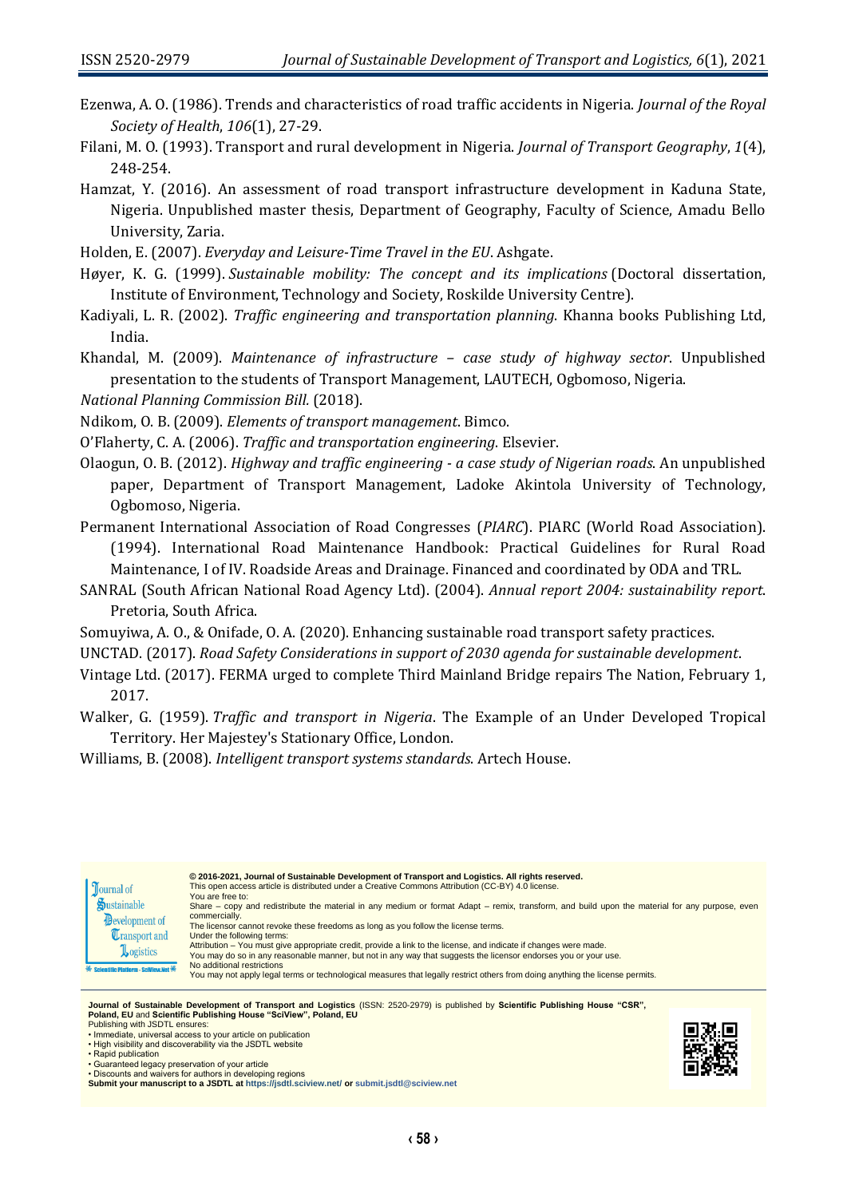Ezenwa, A. O. (1986). Trends and characteristics of road traffic accidents in Nigeria. *Journal of the Royal Society of Health*, *106*(1), 27-29.

Filani, M. O. (1993). Transport and rural development in Nigeria. *Journal of Transport Geography*, *1*(4), 248-254.

Hamzat, Y. (2016). An assessment of road transport infrastructure development in Kaduna State, Nigeria. Unpublished master thesis, Department of Geography, Faculty of Science, Amadu Bello University, Zaria.

Holden, E. (2007). *Everyday and Leisure-Time Travel in the EU*. Ashgate.

Høyer, K. G. (1999). *Sustainable mobility: The concept and its implications* (Doctoral dissertation, Institute of Environment, Technology and Society, Roskilde University Centre).

Kadiyali, L. R. (2002). *Traffic engineering and transportation planning*. Khanna books Publishing Ltd, India.

Khandal, M. (2009). *Maintenance of infrastructure – case study of highway sector*. Unpublished presentation to the students of Transport Management, LAUTECH, Ogbomoso, Nigeria.

*National Planning Commission Bill.* (2018).

Ndikom, O. B. (2009). *Elements of transport management*. Bimco.

O'Flaherty, C. A. (2006). *Traffic and transportation engineering*. Elsevier.

Olaogun, O. B. (2012). *Highway and traffic engineering - a case study of Nigerian roads*. An unpublished paper, Department of Transport Management, Ladoke Akintola University of Technology, Ogbomoso, Nigeria.

Permanent International Association of Road Congresses (*PIARC*). PIARC (World Road Association). (1994). International Road Maintenance Handbook: Practical Guidelines for Rural Road Maintenance, I of IV. Roadside Areas and Drainage. Financed and coordinated by ODA and TRL.

SANRAL (South African National Road Agency Ltd). (2004). *Annual report 2004: sustainability report*. Pretoria, South Africa.

Somuyiwa, A. O., & Onifade, O. A. (2020). Enhancing sustainable road transport safety practices.

UNCTAD. (2017). *Road Safety Considerations in support of 2030 agenda for sustainable development*.

Vintage Ltd. (2017). FERMA urged to complete Third Mainland Bridge repairs The Nation, February 1, 2017.

Walker, G. (1959). *Traffic and transport in Nigeria*. The Example of an Under Developed Tropical Territory. Her Majestey's Stationary Office, London.

Williams, B. (2008). *Intelligent transport systems standards*. Artech House.

**© 2016-2021, Journal of Sustainable Development of Transport and Logistics. All rights reserved.**
This open access article is distributed under a Creative Commons Attribution (CC-BY) 4.0 license.
You are free to:
Share – copy and redistribute the material in any medium or format Adapt – remix, transform, and build upon the material for any purpose, even commercially.
The licensor cannot revoke these freedoms as long as you follow the license terms.
Under the following terms:
Attribution – You must give appropriate credit, provide a link to the license, and indicate if changes were made.
You may do so in any reasonable manner, but not in any way that suggests the licensor endorses you or your use.
No additional restrictions
You may not apply legal terms or technological measures that legally restrict others from doing anything the license permits.

**Journal of Sustainable Development of Transport and Logistics** (ISSN: 2520-2979) is published by **Scientific Publishing House "CSR", Poland, EU** and **Scientific Publishing House "SciView", Poland, EU**
Publishing with JSDTL ensures:
- Immediate, universal access to your article on publication
- High visibility and discoverability via the JSDTL website
- Rapid publication
- Guaranteed legacy preservation of your article
- Discounts and waivers for authors in developing regions

**Submit your manuscript to a JSDTL at https://jsdtl.sciview.net/ or submit.jsdtl@sciview.net**